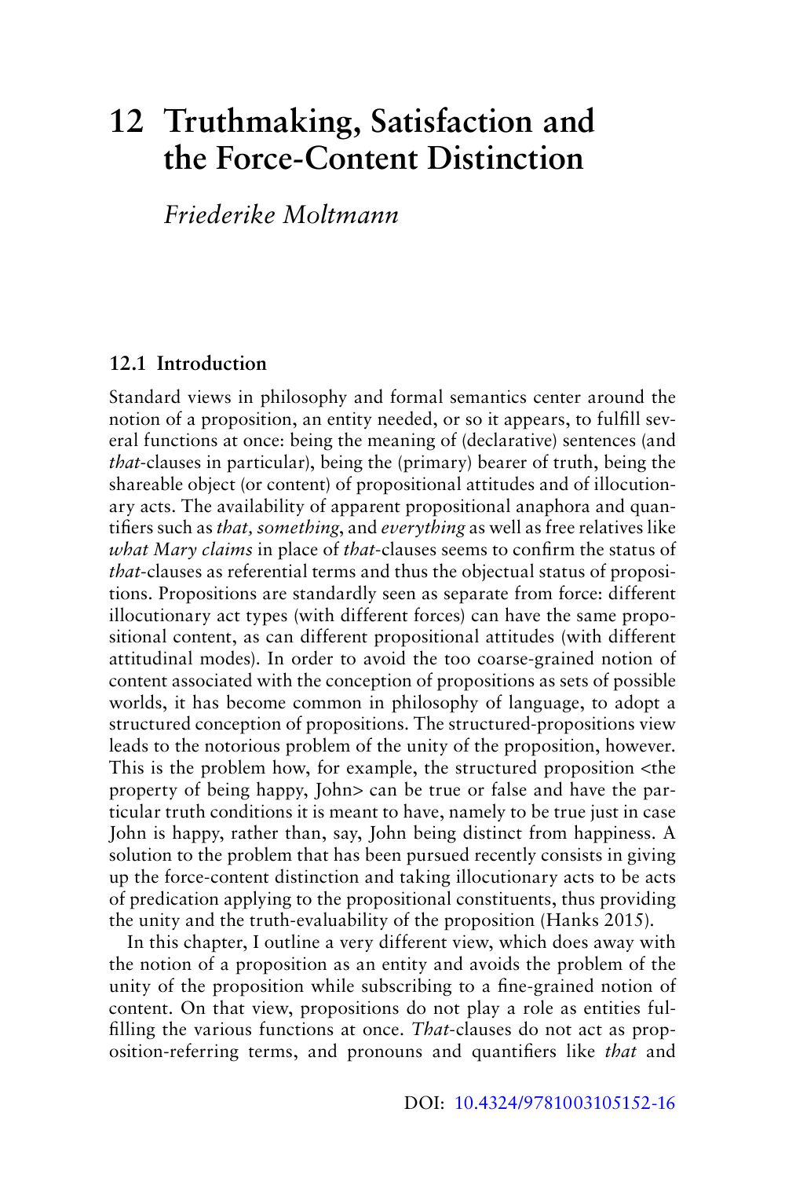# 12 Truthmaking, Satisfaction and the Force-Content Distinction

*Friederike Moltmann*

## 12.1 Introduction

Standard views in philosophy and formal semantics center around the notion of a proposition, an entity needed, or so it appears, to fulfill several functions at once: being the meaning of (declarative) sentences (and *that*-clauses in particular), being the (primary) bearer of truth, being the shareable object (or content) of propositional attitudes and of illocutionary acts. The availability of apparent propositional anaphora and quantifiers such as *that, something*, and *everything* as well as free relatives like *what Mary claims* in place of *that*-clauses seems to confirm the status of *that*-clauses as referential terms and thus the objectual status of propositions. Propositions are standardly seen as separate from force: different illocutionary act types (with different forces) can have the same propositional content, as can different propositional attitudes (with different attitudinal modes). In order to avoid the too coarse-grained notion of content associated with the conception of propositions as sets of possible worlds, it has become common in philosophy of language, to adopt a structured conception of propositions. The structured-propositions view leads to the notorious problem of the unity of the proposition, however. This is the problem how, for example, the structured proposition <the property of being happy, John> can be true or false and have the particular truth conditions it is meant to have, namely to be true just in case John is happy, rather than, say, John being distinct from happiness. A solution to the problem that has been pursued recently consists in giving up the force-content distinction and taking illocutionary acts to be acts of predication applying to the propositional constituents, thus providing the unity and the truth-evaluability of the proposition (Hanks 2015).

In this chapter, I outline a very different view, which does away with the notion of a proposition as an entity and avoids the problem of the unity of the proposition while subscribing to a fine-grained notion of content. On that view, propositions do not play a role as entities fulfilling the various functions at once. *That*-clauses do not act as proposition-referring terms, and pronouns and quantifiers like *that* and

DOI: 10.4324/9781003105152-16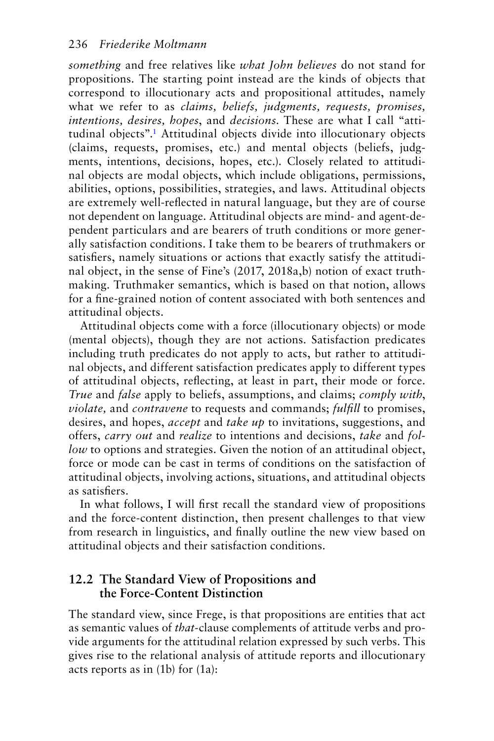*something* and free relatives like *what John believes* do not stand for propositions. The starting point instead are the kinds of objects that correspond to illocutionary acts and propositional attitudes, namely what we refer to as *claims, beliefs, judgments, requests, promises, intentions, desires, hopes*, and *decisions*. These are what I call "attitudinal objects".[1] Attitudinal objects divide into illocutionary objects (claims, requests, promises, etc.) and mental objects (beliefs, judgments, intentions, decisions, hopes, etc.). Closely related to attitudinal objects are modal objects, which include obligations, permissions, abilities, options, possibilities, strategies, and laws. Attitudinal objects are extremely well-reflected in natural language, but they are of course not dependent on language. Attitudinal objects are mind- and agent-dependent particulars and are bearers of truth conditions or more generally satisfaction conditions. I take them to be bearers of truthmakers or satisfiers, namely situations or actions that exactly satisfy the attitudinal object, in the sense of Fine's (2017, 2018a,b) notion of exact truthmaking. Truthmaker semantics, which is based on that notion, allows for a fine-grained notion of content associated with both sentences and attitudinal objects.

Attitudinal objects come with a force (illocutionary objects) or mode (mental objects), though they are not actions. Satisfaction predicates including truth predicates do not apply to acts, but rather to attitudinal objects, and different satisfaction predicates apply to different types of attitudinal objects, reflecting, at least in part, their mode or force. *True* and *false* apply to beliefs, assumptions, and claims; *comply with*, *violate,* and *contravene* to requests and commands; *fulfill* to promises, desires, and hopes, *accept* and *take up* to invitations, suggestions, and offers, *carry out* and *realize* to intentions and decisions, *take* and *follow* to options and strategies. Given the notion of an attitudinal object, force or mode can be cast in terms of conditions on the satisfaction of attitudinal objects, involving actions, situations, and attitudinal objects as satisfiers.

In what follows, I will first recall the standard view of propositions and the force-content distinction, then present challenges to that view from research in linguistics, and finally outline the new view based on attitudinal objects and their satisfaction conditions.

## 12.2 The Standard View of Propositions and the Force-Content Distinction

The standard view, since Frege, is that propositions are entities that act as semantic values of *that*-clause complements of attitude verbs and provide arguments for the attitudinal relation expressed by such verbs. This gives rise to the relational analysis of attitude reports and illocutionary acts reports as in (1b) for (1a):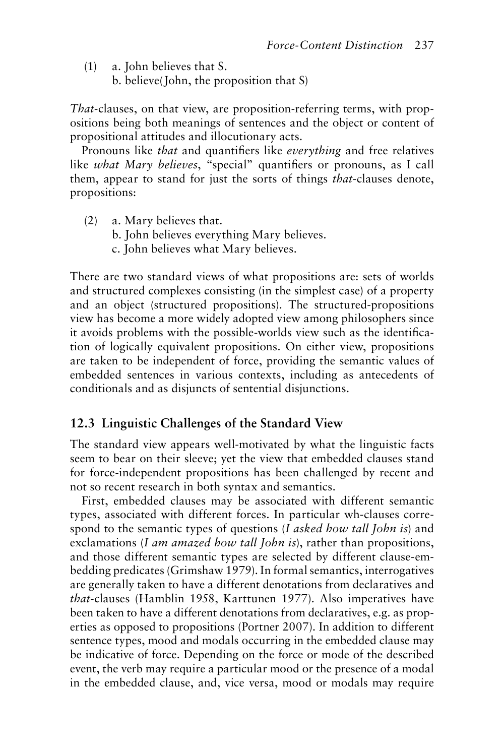(1) a. John believes that S.
    b. believe(John, the proposition that S)

*That*-clauses, on that view, are proposition-referring terms, with propositions being both meanings of sentences and the object or content of propositional attitudes and illocutionary acts.

Pronouns like *that* and quantifiers like *everything* and free relatives like *what Mary believes*, "special" quantifiers or pronouns, as I call them, appear to stand for just the sorts of things *that*-clauses denote, propositions:

(2) a. Mary believes that.
    b. John believes everything Mary believes.
    c. John believes what Mary believes.

There are two standard views of what propositions are: sets of worlds and structured complexes consisting (in the simplest case) of a property and an object (structured propositions). The structured-propositions view has become a more widely adopted view among philosophers since it avoids problems with the possible-worlds view such as the identification of logically equivalent propositions. On either view, propositions are taken to be independent of force, providing the semantic values of embedded sentences in various contexts, including as antecedents of conditionals and as disjuncts of sentential disjunctions.

## 12.3 Linguistic Challenges of the Standard View

The standard view appears well-motivated by what the linguistic facts seem to bear on their sleeve; yet the view that embedded clauses stand for force-independent propositions has been challenged by recent and not so recent research in both syntax and semantics.

First, embedded clauses may be associated with different semantic types, associated with different forces. In particular wh-clauses correspond to the semantic types of questions (*I asked how tall John is*) and exclamations (*I am amazed how tall John is*), rather than propositions, and those different semantic types are selected by different clause-embedding predicates (Grimshaw 1979). In formal semantics, interrogatives are generally taken to have a different denotations from declaratives and *that*-clauses (Hamblin 1958, Karttunen 1977). Also imperatives have been taken to have a different denotations from declaratives, e.g. as properties as opposed to propositions (Portner 2007). In addition to different sentence types, mood and modals occurring in the embedded clause may be indicative of force. Depending on the force or mode of the described event, the verb may require a particular mood or the presence of a modal in the embedded clause, and, vice versa, mood or modals may require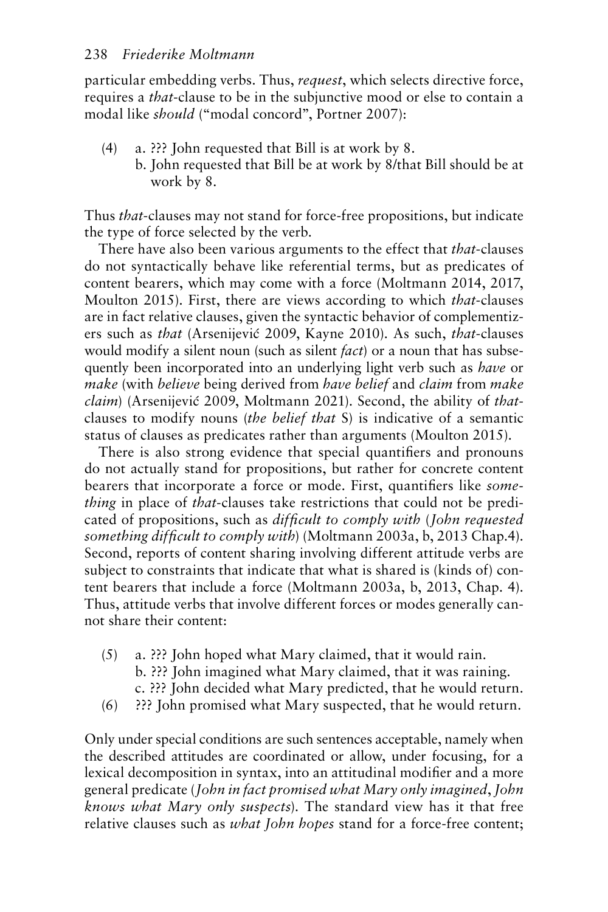particular embedding verbs. Thus, *request*, which selects directive force, requires a *that*-clause to be in the subjunctive mood or else to contain a modal like *should* ("modal concord", Portner 2007):

(4) a. ??? John requested that Bill is at work by 8.
  b. John requested that Bill be at work by 8/that Bill should be at work by 8.

Thus *that*-clauses may not stand for force-free propositions, but indicate the type of force selected by the verb.

There have also been various arguments to the effect that *that*-clauses do not syntactically behave like referential terms, but as predicates of content bearers, which may come with a force (Moltmann 2014, 2017, Moulton 2015). First, there are views according to which *that*-clauses are in fact relative clauses, given the syntactic behavior of complementizers such as *that* (Arsenijević 2009, Kayne 2010). As such, *that*-clauses would modify a silent noun (such as silent *fact*) or a noun that has subsequently been incorporated into an underlying light verb such as *have* or *make* (with *believe* being derived from *have belief* and *claim* from *make claim*) (Arsenijević 2009, Moltmann 2021). Second, the ability of *that*-clauses to modify nouns (*the belief that* S) is indicative of a semantic status of clauses as predicates rather than arguments (Moulton 2015).

There is also strong evidence that special quantifiers and pronouns do not actually stand for propositions, but rather for concrete content bearers that incorporate a force or mode. First, quantifiers like *something* in place of *that*-clauses take restrictions that could not be predicated of propositions, such as *difficult to comply with* (*John requested something difficult to comply with*) (Moltmann 2003a, b, 2013 Chap.4). Second, reports of content sharing involving different attitude verbs are subject to constraints that indicate that what is shared is (kinds of) content bearers that include a force (Moltmann 2003a, b, 2013, Chap. 4). Thus, attitude verbs that involve different forces or modes generally cannot share their content:

(5) a. ??? John hoped what Mary claimed, that it would rain.
  b. ??? John imagined what Mary claimed, that it was raining.
  c. ??? John decided what Mary predicted, that he would return.

(6) ??? John promised what Mary suspected, that he would return.

Only under special conditions are such sentences acceptable, namely when the described attitudes are coordinated or allow, under focusing, for a lexical decomposition in syntax, into an attitudinal modifier and a more general predicate (*John in fact promised what Mary only imagined*, *John knows what Mary only suspects*). The standard view has it that free relative clauses such as *what John hopes* stand for a force-free content;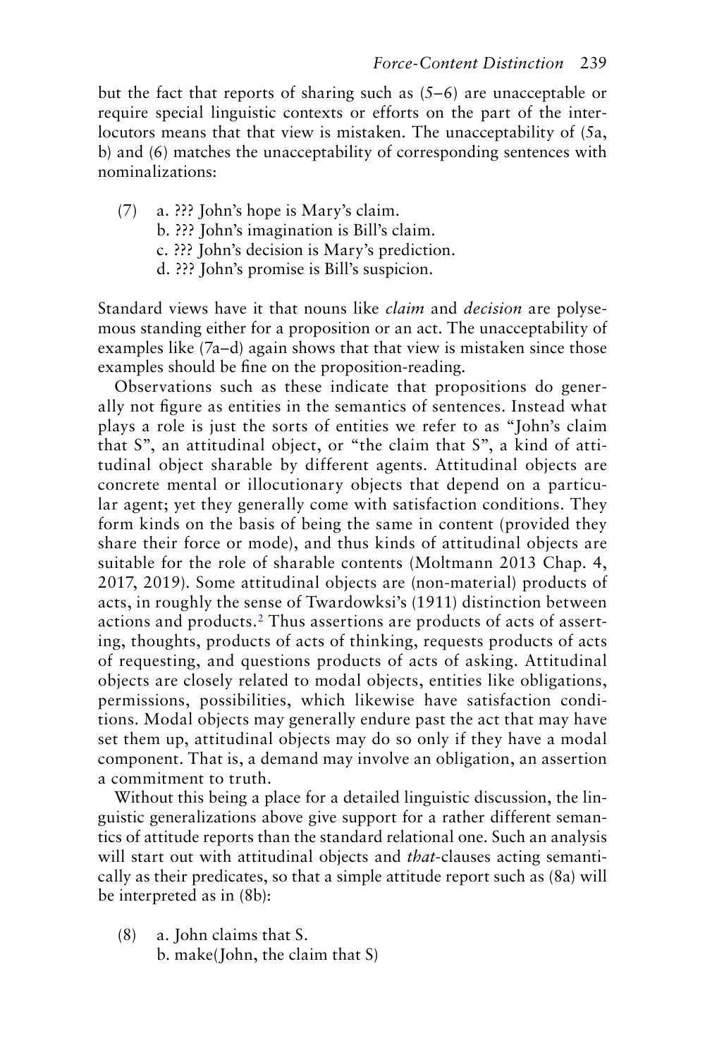but the fact that reports of sharing such as (5–6) are unacceptable or require special linguistic contexts or efforts on the part of the interlocutors means that that view is mistaken. The unacceptability of (5a, b) and (6) matches the unacceptability of corresponding sentences with nominalizations:

(7) a. ??? John's hope is Mary's claim.
    b. ??? John's imagination is Bill's claim.
    c. ??? John's decision is Mary's prediction.
    d. ??? John's promise is Bill's suspicion.

Standard views have it that nouns like *claim* and *decision* are polysemous standing either for a proposition or an act. The unacceptability of examples like (7a–d) again shows that that view is mistaken since those examples should be fine on the proposition-reading.

Observations such as these indicate that propositions do generally not figure as entities in the semantics of sentences. Instead what plays a role is just the sorts of entities we refer to as "John's claim that S", an attitudinal object, or "the claim that S", a kind of attitudinal object sharable by different agents. Attitudinal objects are concrete mental or illocutionary objects that depend on a particular agent; yet they generally come with satisfaction conditions. They form kinds on the basis of being the same in content (provided they share their force or mode), and thus kinds of attitudinal objects are suitable for the role of sharable contents (Moltmann 2013 Chap. 4, 2017, 2019). Some attitudinal objects are (non-material) products of acts, in roughly the sense of Twardowksi's (1911) distinction between actions and products.[2] Thus assertions are products of acts of asserting, thoughts, products of acts of thinking, requests products of acts of requesting, and questions products of acts of asking. Attitudinal objects are closely related to modal objects, entities like obligations, permissions, possibilities, which likewise have satisfaction conditions. Modal objects may generally endure past the act that may have set them up, attitudinal objects may do so only if they have a modal component. That is, a demand may involve an obligation, an assertion a commitment to truth.

Without this being a place for a detailed linguistic discussion, the linguistic generalizations above give support for a rather different semantics of attitude reports than the standard relational one. Such an analysis will start out with attitudinal objects and *that*-clauses acting semantically as their predicates, so that a simple attitude report such as (8a) will be interpreted as in (8b):

(8) a. John claims that S.
    b. make(John, the claim that S)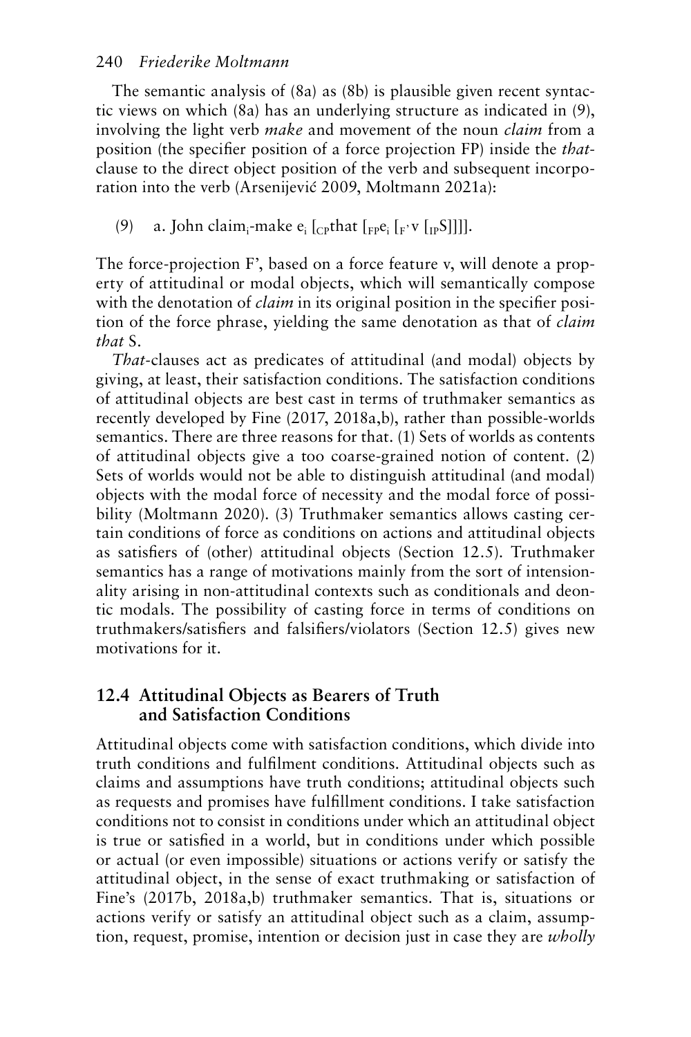The semantic analysis of (8a) as (8b) is plausible given recent syntactic views on which (8a) has an underlying structure as indicated in (9), involving the light verb *make* and movement of the noun *claim* from a position (the specifier position of a force projection FP) inside the *that*-clause to the direct object position of the verb and subsequent incorporation into the verb (Arsenijević 2009, Moltmann 2021a):

(9) a. John claim$_i$-make e$_i$ [$_{CP}$that [$_{FP}$e$_i$ [$_{F'}$ v [$_{IP}$S]]]].

The force-projection F', based on a force feature v, will denote a property of attitudinal or modal objects, which will semantically compose with the denotation of *claim* in its original position in the specifier position of the force phrase, yielding the same denotation as that of *claim that* S.

*That*-clauses act as predicates of attitudinal (and modal) objects by giving, at least, their satisfaction conditions. The satisfaction conditions of attitudinal objects are best cast in terms of truthmaker semantics as recently developed by Fine (2017, 2018a,b), rather than possible-worlds semantics. There are three reasons for that. (1) Sets of worlds as contents of attitudinal objects give a too coarse-grained notion of content. (2) Sets of worlds would not be able to distinguish attitudinal (and modal) objects with the modal force of necessity and the modal force of possibility (Moltmann 2020). (3) Truthmaker semantics allows casting certain conditions of force as conditions on actions and attitudinal objects as satisfiers of (other) attitudinal objects (Section 12.5). Truthmaker semantics has a range of motivations mainly from the sort of intensionality arising in non-attitudinal contexts such as conditionals and deontic modals. The possibility of casting force in terms of conditions on truthmakers/satisfiers and falsifiers/violators (Section 12.5) gives new motivations for it.

## 12.4 Attitudinal Objects as Bearers of Truth and Satisfaction Conditions

Attitudinal objects come with satisfaction conditions, which divide into truth conditions and fulfilment conditions. Attitudinal objects such as claims and assumptions have truth conditions; attitudinal objects such as requests and promises have fulfillment conditions. I take satisfaction conditions not to consist in conditions under which an attitudinal object is true or satisfied in a world, but in conditions under which possible or actual (or even impossible) situations or actions verify or satisfy the attitudinal object, in the sense of exact truthmaking or satisfaction of Fine's (2017b, 2018a,b) truthmaker semantics. That is, situations or actions verify or satisfy an attitudinal object such as a claim, assumption, request, promise, intention or decision just in case they are *wholly*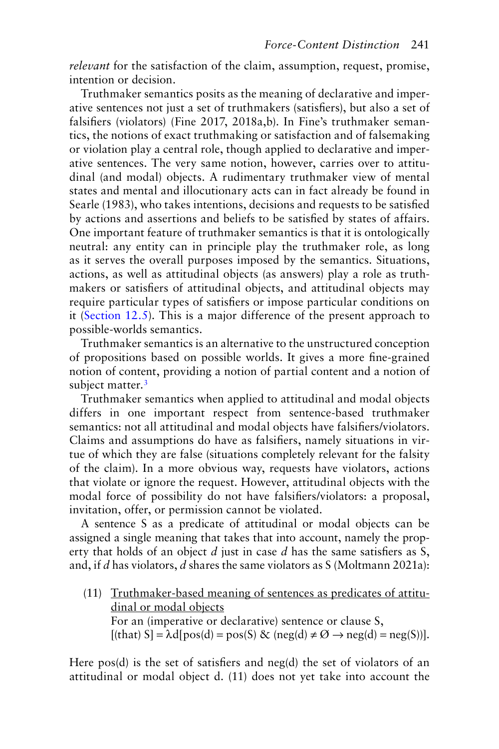*relevant* for the satisfaction of the claim, assumption, request, promise, intention or decision.

Truthmaker semantics posits as the meaning of declarative and imperative sentences not just a set of truthmakers (satisfiers), but also a set of falsifiers (violators) (Fine 2017, 2018a,b). In Fine's truthmaker semantics, the notions of exact truthmaking or satisfaction and of falsemaking or violation play a central role, though applied to declarative and imperative sentences. The very same notion, however, carries over to attitudinal (and modal) objects. A rudimentary truthmaker view of mental states and mental and illocutionary acts can in fact already be found in Searle (1983), who takes intentions, decisions and requests to be satisfied by actions and assertions and beliefs to be satisfied by states of affairs. One important feature of truthmaker semantics is that it is ontologically neutral: any entity can in principle play the truthmaker role, as long as it serves the overall purposes imposed by the semantics. Situations, actions, as well as attitudinal objects (as answers) play a role as truthmakers or satisfiers of attitudinal objects, and attitudinal objects may require particular types of satisfiers or impose particular conditions on it (Section 12.5). This is a major difference of the present approach to possible-worlds semantics.

Truthmaker semantics is an alternative to the unstructured conception of propositions based on possible worlds. It gives a more fine-grained notion of content, providing a notion of partial content and a notion of subject matter.[3]

Truthmaker semantics when applied to attitudinal and modal objects differs in one important respect from sentence-based truthmaker semantics: not all attitudinal and modal objects have falsifiers/violators. Claims and assumptions do have as falsifiers, namely situations in virtue of which they are false (situations completely relevant for the falsity of the claim). In a more obvious way, requests have violators, actions that violate or ignore the request. However, attitudinal objects with the modal force of possibility do not have falsifiers/violators: a proposal, invitation, offer, or permission cannot be violated.

A sentence S as a predicate of attitudinal or modal objects can be assigned a single meaning that takes that into account, namely the property that holds of an object *d* just in case *d* has the same satisfiers as S, and, if *d* has violators, *d* shares the same violators as S (Moltmann 2021a):

(11) <u>Truthmaker-based meaning of sentences as predicates of attitudinal or modal objects</u>
For an (imperative or declarative) sentence or clause S,
$[\text{(that) S}] = \lambda d[\text{pos}(d) = \text{pos}(S)\ \&\ (\text{neg}(d) \neq \varnothing \rightarrow \text{neg}(d) = \text{neg}(S))]$.

Here pos(d) is the set of satisfiers and neg(d) the set of violators of an attitudinal or modal object d. (11) does not yet take into account the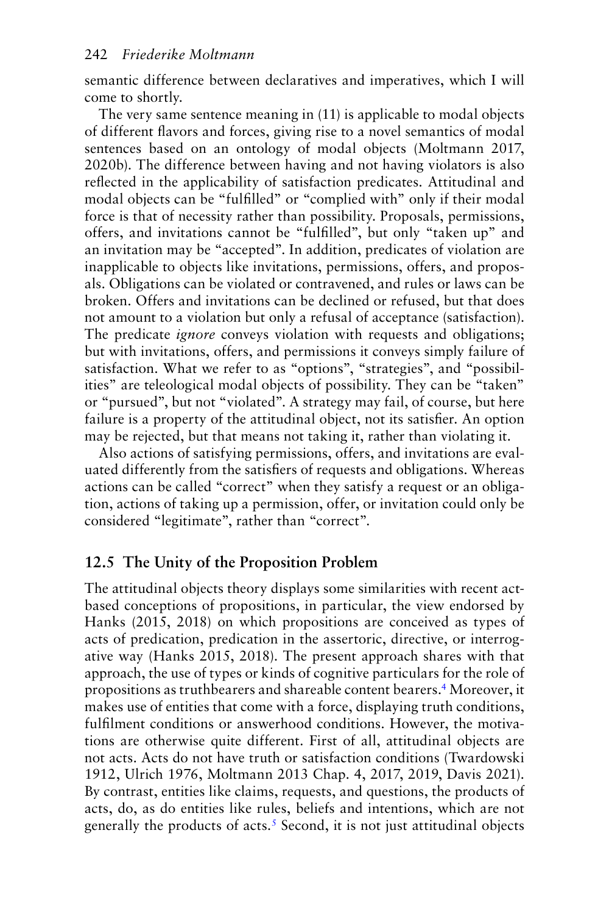semantic difference between declaratives and imperatives, which I will come to shortly.

The very same sentence meaning in (11) is applicable to modal objects of different flavors and forces, giving rise to a novel semantics of modal sentences based on an ontology of modal objects (Moltmann 2017, 2020b). The difference between having and not having violators is also reflected in the applicability of satisfaction predicates. Attitudinal and modal objects can be "fulfilled" or "complied with" only if their modal force is that of necessity rather than possibility. Proposals, permissions, offers, and invitations cannot be "fulfilled", but only "taken up" and an invitation may be "accepted". In addition, predicates of violation are inapplicable to objects like invitations, permissions, offers, and proposals. Obligations can be violated or contravened, and rules or laws can be broken. Offers and invitations can be declined or refused, but that does not amount to a violation but only a refusal of acceptance (satisfaction). The predicate *ignore* conveys violation with requests and obligations; but with invitations, offers, and permissions it conveys simply failure of satisfaction. What we refer to as "options", "strategies", and "possibilities" are teleological modal objects of possibility. They can be "taken" or "pursued", but not "violated". A strategy may fail, of course, but here failure is a property of the attitudinal object, not its satisfier. An option may be rejected, but that means not taking it, rather than violating it.

Also actions of satisfying permissions, offers, and invitations are evaluated differently from the satisfiers of requests and obligations. Whereas actions can be called "correct" when they satisfy a request or an obligation, actions of taking up a permission, offer, or invitation could only be considered "legitimate", rather than "correct".

## 12.5 The Unity of the Proposition Problem

The attitudinal objects theory displays some similarities with recent act-based conceptions of propositions, in particular, the view endorsed by Hanks (2015, 2018) on which propositions are conceived as types of acts of predication, predication in the assertoric, directive, or interrogative way (Hanks 2015, 2018). The present approach shares with that approach, the use of types or kinds of cognitive particulars for the role of propositions as truthbearers and shareable content bearers.[4] Moreover, it makes use of entities that come with a force, displaying truth conditions, fulfilment conditions or answerhood conditions. However, the motivations are otherwise quite different. First of all, attitudinal objects are not acts. Acts do not have truth or satisfaction conditions (Twardowski 1912, Ulrich 1976, Moltmann 2013 Chap. 4, 2017, 2019, Davis 2021). By contrast, entities like claims, requests, and questions, the products of acts, do, as do entities like rules, beliefs and intentions, which are not generally the products of acts.[5] Second, it is not just attitudinal objects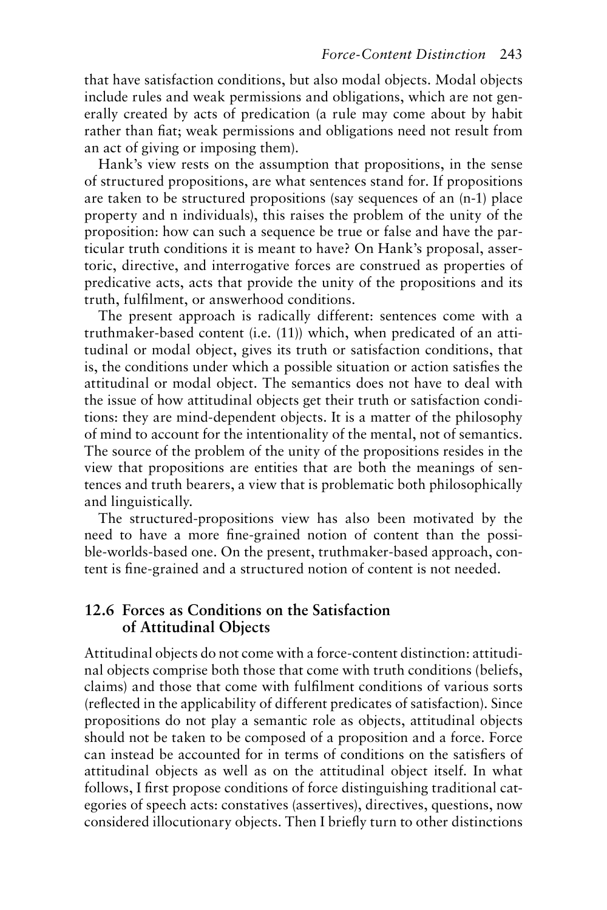that have satisfaction conditions, but also modal objects. Modal objects include rules and weak permissions and obligations, which are not generally created by acts of predication (a rule may come about by habit rather than fiat; weak permissions and obligations need not result from an act of giving or imposing them).

Hank's view rests on the assumption that propositions, in the sense of structured propositions, are what sentences stand for. If propositions are taken to be structured propositions (say sequences of an (n-1) place property and n individuals), this raises the problem of the unity of the proposition: how can such a sequence be true or false and have the particular truth conditions it is meant to have? On Hank's proposal, assertoric, directive, and interrogative forces are construed as properties of predicative acts, acts that provide the unity of the propositions and its truth, fulfilment, or answerhood conditions.

The present approach is radically different: sentences come with a truthmaker-based content (i.e. (11)) which, when predicated of an attitudinal or modal object, gives its truth or satisfaction conditions, that is, the conditions under which a possible situation or action satisfies the attitudinal or modal object. The semantics does not have to deal with the issue of how attitudinal objects get their truth or satisfaction conditions: they are mind-dependent objects. It is a matter of the philosophy of mind to account for the intentionality of the mental, not of semantics. The source of the problem of the unity of the propositions resides in the view that propositions are entities that are both the meanings of sentences and truth bearers, a view that is problematic both philosophically and linguistically.

The structured-propositions view has also been motivated by the need to have a more fine-grained notion of content than the possible-worlds-based one. On the present, truthmaker-based approach, content is fine-grained and a structured notion of content is not needed.

## 12.6 Forces as Conditions on the Satisfaction of Attitudinal Objects

Attitudinal objects do not come with a force-content distinction: attitudinal objects comprise both those that come with truth conditions (beliefs, claims) and those that come with fulfilment conditions of various sorts (reflected in the applicability of different predicates of satisfaction). Since propositions do not play a semantic role as objects, attitudinal objects should not be taken to be composed of a proposition and a force. Force can instead be accounted for in terms of conditions on the satisfiers of attitudinal objects as well as on the attitudinal object itself. In what follows, I first propose conditions of force distinguishing traditional categories of speech acts: constatives (assertives), directives, questions, now considered illocutionary objects. Then I briefly turn to other distinctions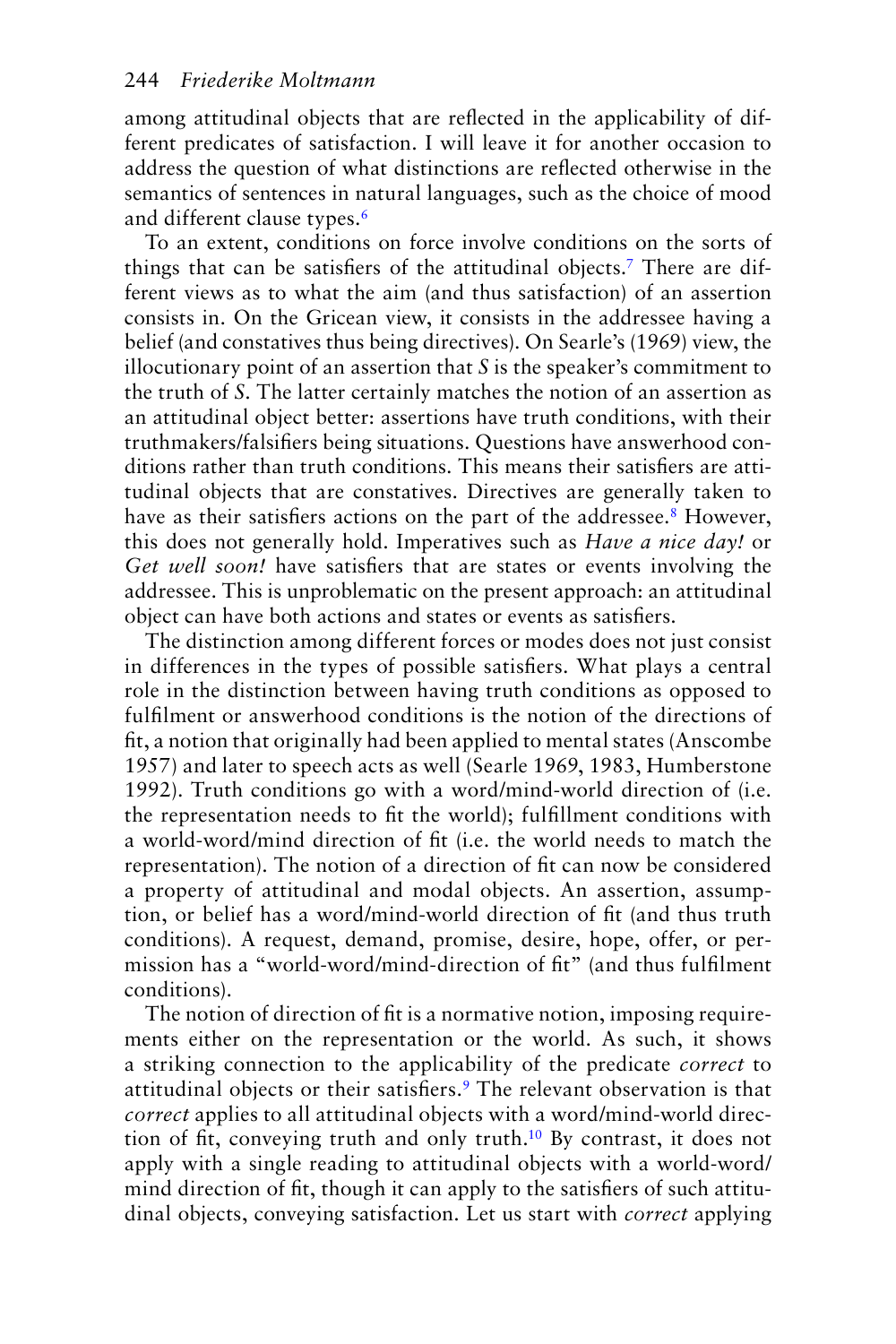among attitudinal objects that are reflected in the applicability of different predicates of satisfaction. I will leave it for another occasion to address the question of what distinctions are reflected otherwise in the semantics of sentences in natural languages, such as the choice of mood and different clause types.[6]

To an extent, conditions on force involve conditions on the sorts of things that can be satisfiers of the attitudinal objects.[7] There are different views as to what the aim (and thus satisfaction) of an assertion consists in. On the Gricean view, it consists in the addressee having a belief (and constatives thus being directives). On Searle's (1969) view, the illocutionary point of an assertion that *S* is the speaker's commitment to the truth of *S*. The latter certainly matches the notion of an assertion as an attitudinal object better: assertions have truth conditions, with their truthmakers/falsifiers being situations. Questions have answerhood conditions rather than truth conditions. This means their satisfiers are attitudinal objects that are constatives. Directives are generally taken to have as their satisfiers actions on the part of the addressee.[8] However, this does not generally hold. Imperatives such as *Have a nice day!* or *Get well soon!* have satisfiers that are states or events involving the addressee. This is unproblematic on the present approach: an attitudinal object can have both actions and states or events as satisfiers.

The distinction among different forces or modes does not just consist in differences in the types of possible satisfiers. What plays a central role in the distinction between having truth conditions as opposed to fulfilment or answerhood conditions is the notion of the directions of fit, a notion that originally had been applied to mental states (Anscombe 1957) and later to speech acts as well (Searle 1969, 1983, Humberstone 1992). Truth conditions go with a word/mind-world direction of (i.e. the representation needs to fit the world); fulfillment conditions with a world-word/mind direction of fit (i.e. the world needs to match the representation). The notion of a direction of fit can now be considered a property of attitudinal and modal objects. An assertion, assumption, or belief has a word/mind-world direction of fit (and thus truth conditions). A request, demand, promise, desire, hope, offer, or permission has a "world-word/mind-direction of fit" (and thus fulfilment conditions).

The notion of direction of fit is a normative notion, imposing requirements either on the representation or the world. As such, it shows a striking connection to the applicability of the predicate *correct* to attitudinal objects or their satisfiers.[9] The relevant observation is that *correct* applies to all attitudinal objects with a word/mind-world direction of fit, conveying truth and only truth.[10] By contrast, it does not apply with a single reading to attitudinal objects with a world-word/mind direction of fit, though it can apply to the satisfiers of such attitudinal objects, conveying satisfaction. Let us start with *correct* applying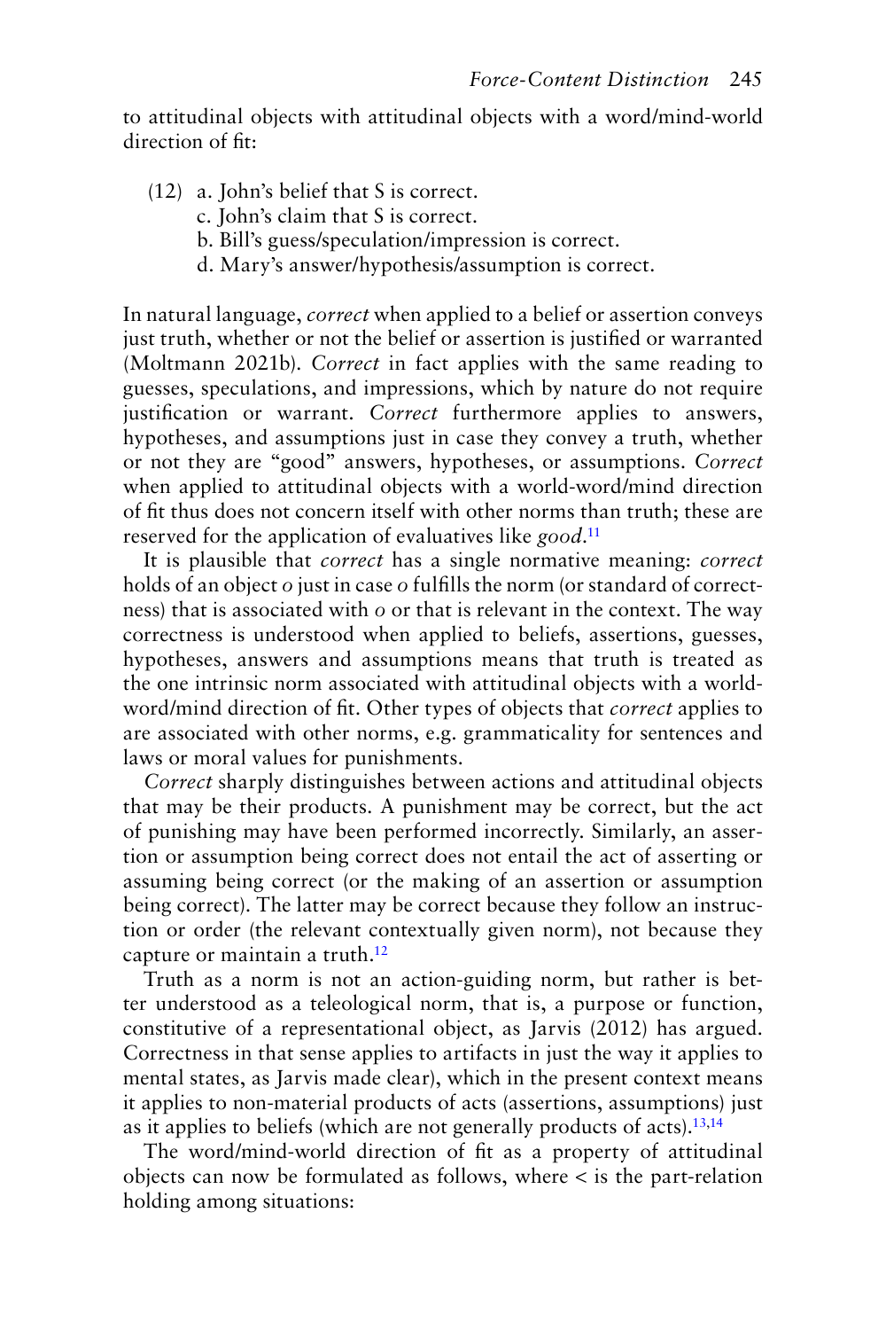to attitudinal objects with attitudinal objects with a word/mind-world direction of fit:

(12) a. John's belief that S is correct.
  c. John's claim that S is correct.
  b. Bill's guess/speculation/impression is correct.
  d. Mary's answer/hypothesis/assumption is correct.

In natural language, *correct* when applied to a belief or assertion conveys just truth, whether or not the belief or assertion is justified or warranted (Moltmann 2021b). *Correct* in fact applies with the same reading to guesses, speculations, and impressions, which by nature do not require justification or warrant. *Correct* furthermore applies to answers, hypotheses, and assumptions just in case they convey a truth, whether or not they are "good" answers, hypotheses, or assumptions. *Correct* when applied to attitudinal objects with a world-word/mind direction of fit thus does not concern itself with other norms than truth; these are reserved for the application of evaluatives like *good*.[11]

It is plausible that *correct* has a single normative meaning: *correct* holds of an object *o* just in case *o* fulfills the norm (or standard of correctness) that is associated with *o* or that is relevant in the context. The way correctness is understood when applied to beliefs, assertions, guesses, hypotheses, answers and assumptions means that truth is treated as the one intrinsic norm associated with attitudinal objects with a world-word/mind direction of fit. Other types of objects that *correct* applies to are associated with other norms, e.g. grammaticality for sentences and laws or moral values for punishments.

*Correct* sharply distinguishes between actions and attitudinal objects that may be their products. A punishment may be correct, but the act of punishing may have been performed incorrectly. Similarly, an assertion or assumption being correct does not entail the act of asserting or assuming being correct (or the making of an assertion or assumption being correct). The latter may be correct because they follow an instruction or order (the relevant contextually given norm), not because they capture or maintain a truth.[12]

Truth as a norm is not an action-guiding norm, but rather is better understood as a teleological norm, that is, a purpose or function, constitutive of a representational object, as Jarvis (2012) has argued. Correctness in that sense applies to artifacts in just the way it applies to mental states, as Jarvis made clear), which in the present context means it applies to non-material products of acts (assertions, assumptions) just as it applies to beliefs (which are not generally products of acts).[13,14]

The word/mind-world direction of fit as a property of attitudinal objects can now be formulated as follows, where < is the part-relation holding among situations: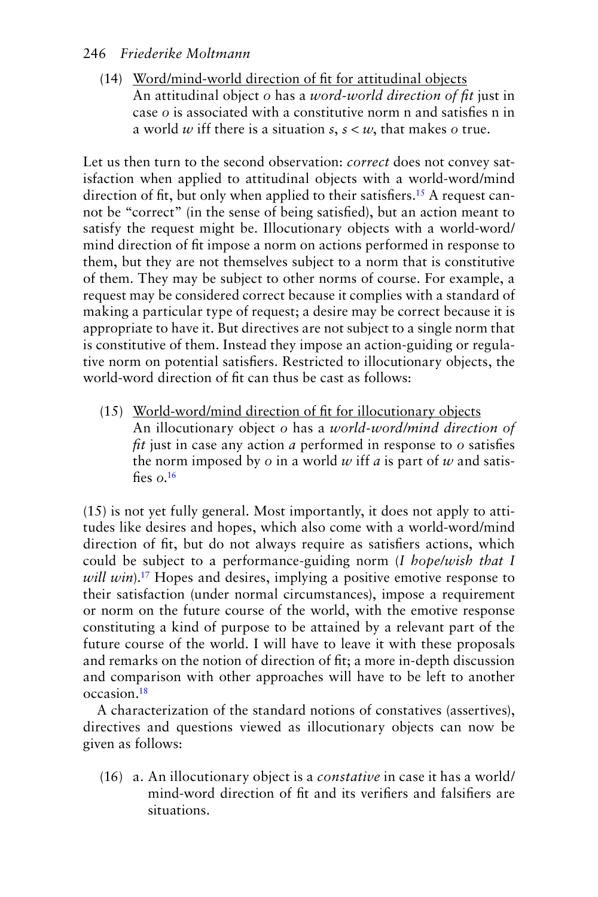(14) <u>Word/mind-world direction of fit for attitudinal objects</u>
An attitudinal object $o$ has a *word-world direction of fit* just in case $o$ is associated with a constitutive norm n and satisfies n in a world $w$ iff there is a situation $s$, $s < w$, that makes $o$ true.

Let us then turn to the second observation: *correct* does not convey satisfaction when applied to attitudinal objects with a world-word/mind direction of fit, but only when applied to their satisfiers.[15] A request cannot be "correct" (in the sense of being satisfied), but an action meant to satisfy the request might be. Illocutionary objects with a world-word/mind direction of fit impose a norm on actions performed in response to them, but they are not themselves subject to a norm that is constitutive of them. They may be subject to other norms of course. For example, a request may be considered correct because it complies with a standard of making a particular type of request; a desire may be correct because it is appropriate to have it. But directives are not subject to a single norm that is constitutive of them. Instead they impose an action-guiding or regulative norm on potential satisfiers. Restricted to illocutionary objects, the world-word direction of fit can thus be cast as follows:

(15) <u>World-word/mind direction of fit for illocutionary objects</u>
An illocutionary object $o$ has a *world-word/mind direction of fit* just in case any action $a$ performed in response to $o$ satisfies the norm imposed by $o$ in a world $w$ iff $a$ is part of $w$ and satisfies $o$.[16]

(15) is not yet fully general. Most importantly, it does not apply to attitudes like desires and hopes, which also come with a world-word/mind direction of fit, but do not always require as satisfiers actions, which could be subject to a performance-guiding norm (*I hope/wish that I will win*).[17] Hopes and desires, implying a positive emotive response to their satisfaction (under normal circumstances), impose a requirement or norm on the future course of the world, with the emotive response constituting a kind of purpose to be attained by a relevant part of the future course of the world. I will have to leave it with these proposals and remarks on the notion of direction of fit; a more in-depth discussion and comparison with other approaches will have to be left to another occasion.[18]

A characterization of the standard notions of constatives (assertives), directives and questions viewed as illocutionary objects can now be given as follows:

(16) a. An illocutionary object is a *constative* in case it has a world/mind-word direction of fit and its verifiers and falsifiers are situations.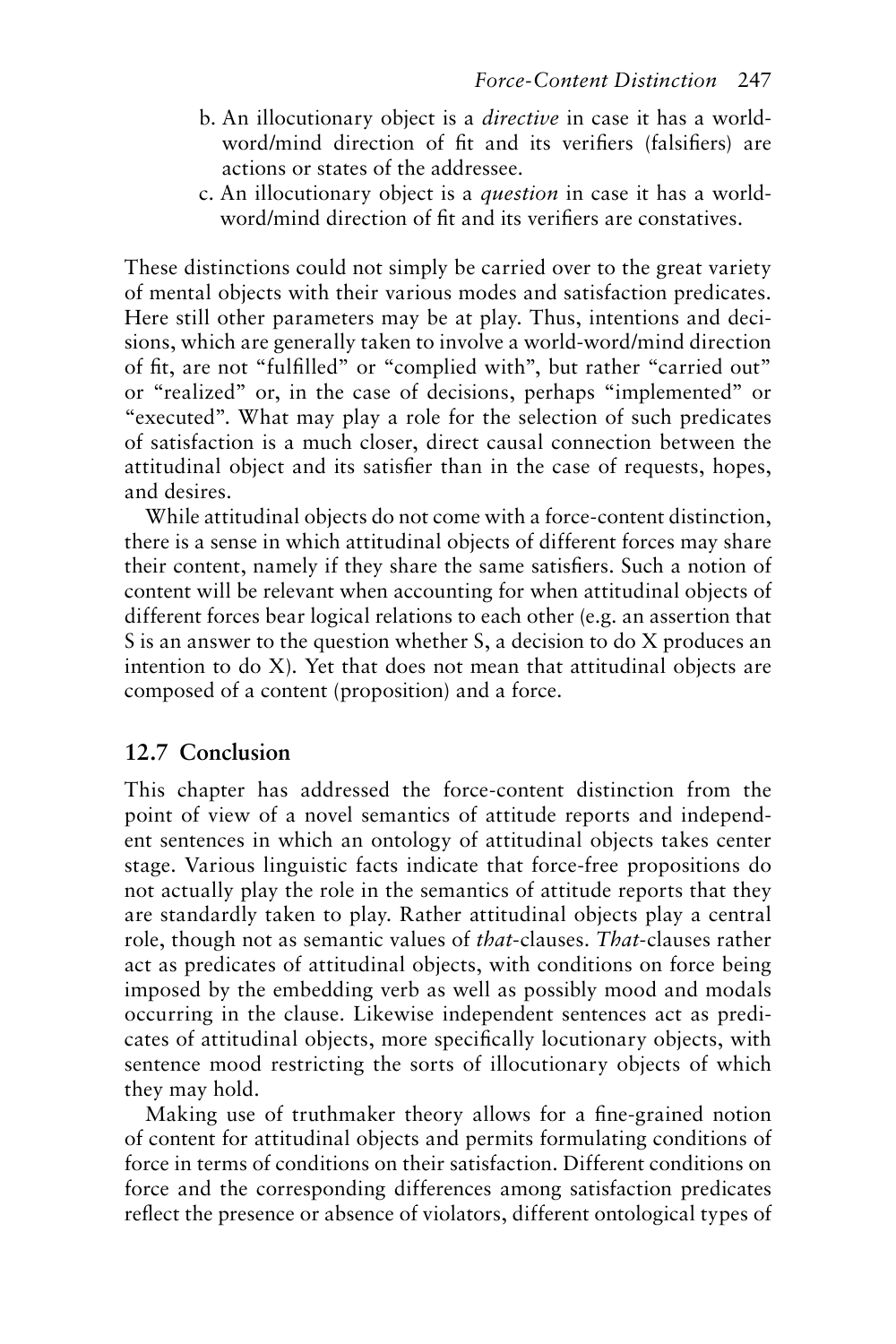b. An illocutionary object is a *directive* in case it has a world-word/mind direction of fit and its verifiers (falsifiers) are actions or states of the addressee.

c. An illocutionary object is a *question* in case it has a world-word/mind direction of fit and its verifiers are constatives.

These distinctions could not simply be carried over to the great variety of mental objects with their various modes and satisfaction predicates. Here still other parameters may be at play. Thus, intentions and decisions, which are generally taken to involve a world-word/mind direction of fit, are not "fulfilled" or "complied with", but rather "carried out" or "realized" or, in the case of decisions, perhaps "implemented" or "executed". What may play a role for the selection of such predicates of satisfaction is a much closer, direct causal connection between the attitudinal object and its satisfier than in the case of requests, hopes, and desires.

While attitudinal objects do not come with a force-content distinction, there is a sense in which attitudinal objects of different forces may share their content, namely if they share the same satisfiers. Such a notion of content will be relevant when accounting for when attitudinal objects of different forces bear logical relations to each other (e.g. an assertion that S is an answer to the question whether S, a decision to do X produces an intention to do X). Yet that does not mean that attitudinal objects are composed of a content (proposition) and a force.

## 12.7 Conclusion

This chapter has addressed the force-content distinction from the point of view of a novel semantics of attitude reports and independent sentences in which an ontology of attitudinal objects takes center stage. Various linguistic facts indicate that force-free propositions do not actually play the role in the semantics of attitude reports that they are standardly taken to play. Rather attitudinal objects play a central role, though not as semantic values of *that*-clauses. *That*-clauses rather act as predicates of attitudinal objects, with conditions on force being imposed by the embedding verb as well as possibly mood and modals occurring in the clause. Likewise independent sentences act as predicates of attitudinal objects, more specifically locutionary objects, with sentence mood restricting the sorts of illocutionary objects of which they may hold.

Making use of truthmaker theory allows for a fine-grained notion of content for attitudinal objects and permits formulating conditions of force in terms of conditions on their satisfaction. Different conditions on force and the corresponding differences among satisfaction predicates reflect the presence or absence of violators, different ontological types of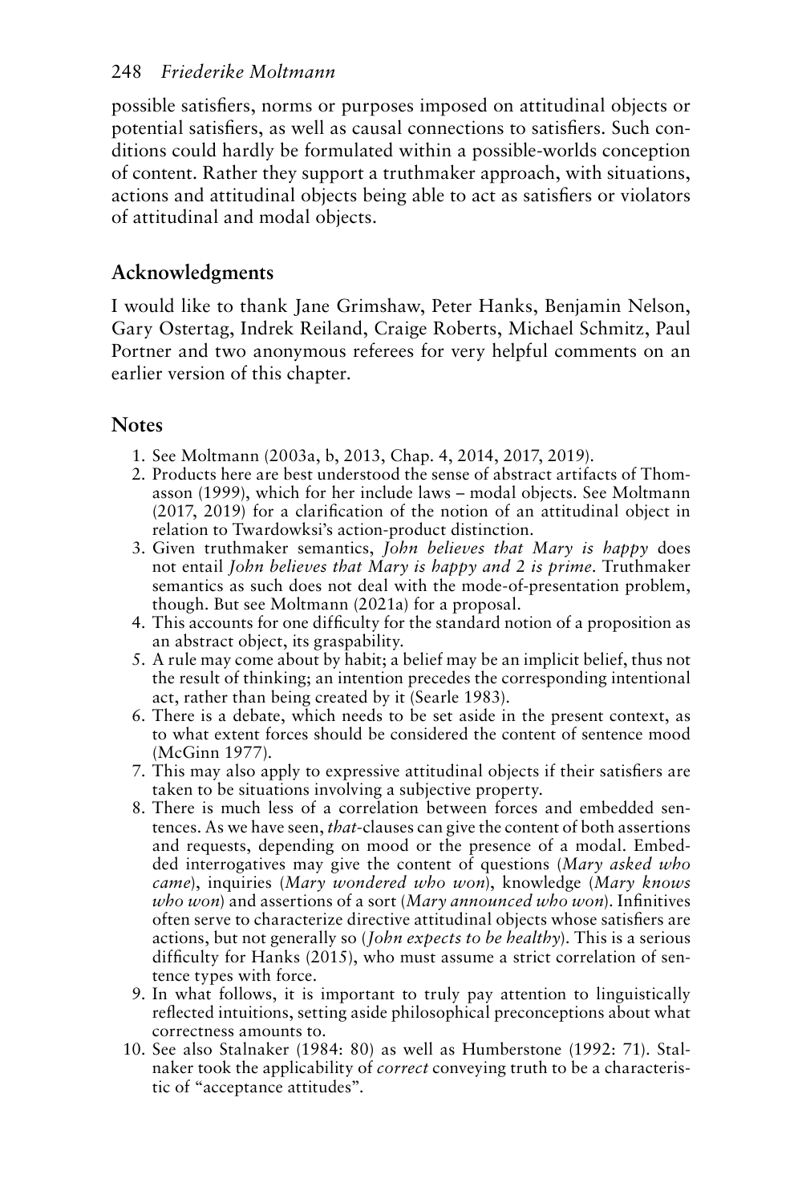possible satisfiers, norms or purposes imposed on attitudinal objects or potential satisfiers, as well as causal connections to satisfiers. Such conditions could hardly be formulated within a possible-worlds conception of content. Rather they support a truthmaker approach, with situations, actions and attitudinal objects being able to act as satisfiers or violators of attitudinal and modal objects.

## Acknowledgments

I would like to thank Jane Grimshaw, Peter Hanks, Benjamin Nelson, Gary Ostertag, Indrek Reiland, Craige Roberts, Michael Schmitz, Paul Portner and two anonymous referees for very helpful comments on an earlier version of this chapter.

## Notes

1. See Moltmann (2003a, b, 2013, Chap. 4, 2014, 2017, 2019).
2. Products here are best understood the sense of abstract artifacts of Thomasson (1999), which for her include laws – modal objects. See Moltmann (2017, 2019) for a clarification of the notion of an attitudinal object in relation to Twardowksi's action-product distinction.
3. Given truthmaker semantics, *John believes that Mary is happy* does not entail *John believes that Mary is happy and 2 is prime*. Truthmaker semantics as such does not deal with the mode-of-presentation problem, though. But see Moltmann (2021a) for a proposal.
4. This accounts for one difficulty for the standard notion of a proposition as an abstract object, its graspability.
5. A rule may come about by habit; a belief may be an implicit belief, thus not the result of thinking; an intention precedes the corresponding intentional act, rather than being created by it (Searle 1983).
6. There is a debate, which needs to be set aside in the present context, as to what extent forces should be considered the content of sentence mood (McGinn 1977).
7. This may also apply to expressive attitudinal objects if their satisfiers are taken to be situations involving a subjective property.
8. There is much less of a correlation between forces and embedded sentences. As we have seen, *that*-clauses can give the content of both assertions and requests, depending on mood or the presence of a modal. Embedded interrogatives may give the content of questions (*Mary asked who came*), inquiries (*Mary wondered who won*), knowledge (*Mary knows who won*) and assertions of a sort (*Mary announced who won*). Infinitives often serve to characterize directive attitudinal objects whose satisfiers are actions, but not generally so (*John expects to be healthy*). This is a serious difficulty for Hanks (2015), who must assume a strict correlation of sentence types with force.
9. In what follows, it is important to truly pay attention to linguistically reflected intuitions, setting aside philosophical preconceptions about what correctness amounts to.
10. See also Stalnaker (1984: 80) as well as Humberstone (1992: 71). Stalnaker took the applicability of *correct* conveying truth to be a characteristic of "acceptance attitudes".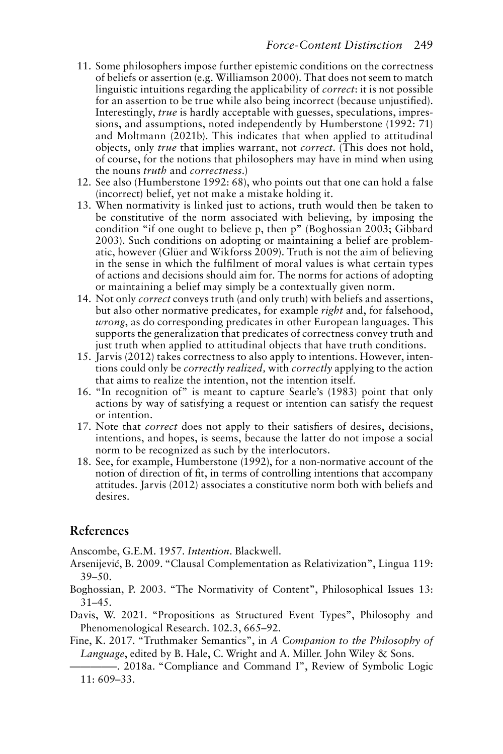11. Some philosophers impose further epistemic conditions on the correctness of beliefs or assertion (e.g. Williamson 2000). That does not seem to match linguistic intuitions regarding the applicability of *correct*: it is not possible for an assertion to be true while also being incorrect (because unjustified). Interestingly, *true* is hardly acceptable with guesses, speculations, impressions, and assumptions, noted independently by Humberstone (1992: 71) and Moltmann (2021b). This indicates that when applied to attitudinal objects, only *true* that implies warrant, not *correct*. (This does not hold, of course, for the notions that philosophers may have in mind when using the nouns *truth* and *correctness*.)
12. See also (Humberstone 1992: 68), who points out that one can hold a false (incorrect) belief, yet not make a mistake holding it.
13. When normativity is linked just to actions, truth would then be taken to be constitutive of the norm associated with believing, by imposing the condition "if one ought to believe p, then p" (Boghossian 2003; Gibbard 2003). Such conditions on adopting or maintaining a belief are problematic, however (Glüer and Wikforss 2009). Truth is not the aim of believing in the sense in which the fulfilment of moral values is what certain types of actions and decisions should aim for. The norms for actions of adopting or maintaining a belief may simply be a contextually given norm.
14. Not only *correct* conveys truth (and only truth) with beliefs and assertions, but also other normative predicates, for example *right* and, for falsehood, *wrong*, as do corresponding predicates in other European languages. This supports the generalization that predicates of correctness convey truth and just truth when applied to attitudinal objects that have truth conditions.
15. Jarvis (2012) takes correctness to also apply to intentions. However, intentions could only be *correctly realized,* with *correctly* applying to the action that aims to realize the intention, not the intention itself.
16. "In recognition of" is meant to capture Searle's (1983) point that only actions by way of satisfying a request or intention can satisfy the request or intention.
17. Note that *correct* does not apply to their satisfiers of desires, decisions, intentions, and hopes, is seems, because the latter do not impose a social norm to be recognized as such by the interlocutors.
18. See, for example, Humberstone (1992), for a non-normative account of the notion of direction of fit, in terms of controlling intentions that accompany attitudes. Jarvis (2012) associates a constitutive norm both with beliefs and desires.

## References

Anscombe, G.E.M. 1957. *Intention*. Blackwell.

Arsenijević, B. 2009. "Clausal Complementation as Relativization", Lingua 119: 39–50.

Boghossian, P. 2003. "The Normativity of Content", Philosophical Issues 13: 31–45.

Davis, W. 2021. "Propositions as Structured Event Types", Philosophy and Phenomenological Research. 102.3, 665–92.

Fine, K. 2017. "Truthmaker Semantics", in *A Companion to the Philosophy of Language*, edited by B. Hale, C. Wright and A. Miller. John Wiley & Sons.

————. 2018a. "Compliance and Command I", Review of Symbolic Logic 11: 609–33.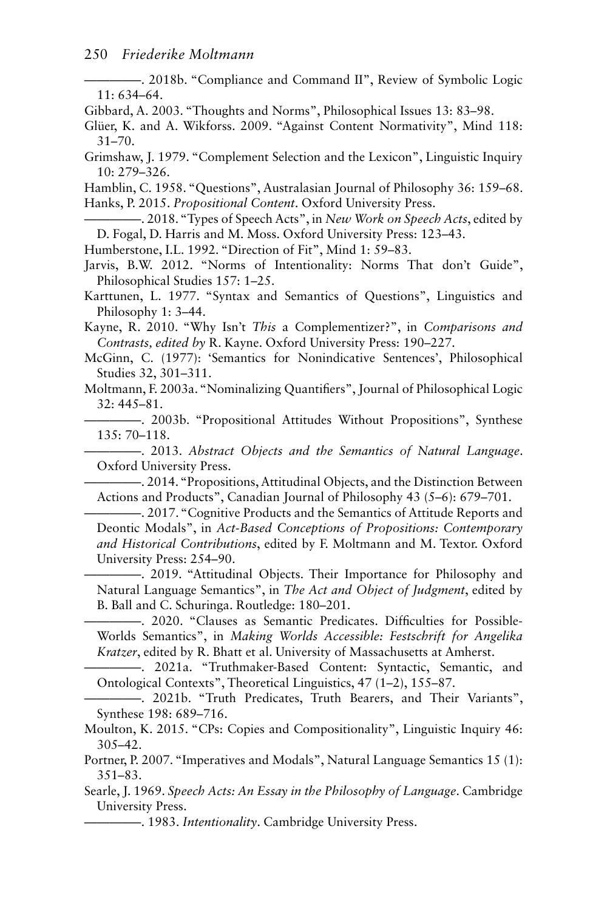————. 2018b. "Compliance and Command II", Review of Symbolic Logic 11: 634–64.

Gibbard, A. 2003. "Thoughts and Norms", Philosophical Issues 13: 83–98.

Glüer, K. and A. Wikforss. 2009. "Against Content Normativity", Mind 118: 31–70.

Grimshaw, J. 1979. "Complement Selection and the Lexicon", Linguistic Inquiry 10: 279–326.

Hamblin, C. 1958. "Questions", Australasian Journal of Philosophy 36: 159–68.

Hanks, P. 2015. *Propositional Content*. Oxford University Press.

————. 2018. "Types of Speech Acts", in *New Work on Speech Acts*, edited by D. Fogal, D. Harris and M. Moss. Oxford University Press: 123–43.

Humberstone, I.L. 1992. "Direction of Fit", Mind 1: 59–83.

Jarvis, B.W. 2012. "Norms of Intentionality: Norms That don't Guide", Philosophical Studies 157: 1–25.

Karttunen, L. 1977. "Syntax and Semantics of Questions", Linguistics and Philosophy 1: 3–44.

Kayne, R. 2010. "Why Isn't *This* a Complementizer?", in *Comparisons and Contrasts, edited by* R. Kayne. Oxford University Press: 190–227.

McGinn, C. (1977): 'Semantics for Nonindicative Sentences', Philosophical Studies 32, 301–311.

Moltmann, F. 2003a. "Nominalizing Quantifiers", Journal of Philosophical Logic 32: 445–81.

————. 2003b. "Propositional Attitudes Without Propositions", Synthese 135: 70–118.

————. 2013. *Abstract Objects and the Semantics of Natural Language*. Oxford University Press.

————. 2014. "Propositions, Attitudinal Objects, and the Distinction Between Actions and Products", Canadian Journal of Philosophy 43 (5–6): 679–701.

————. 2017. "Cognitive Products and the Semantics of Attitude Reports and Deontic Modals", in *Act-Based Conceptions of Propositions: Contemporary and Historical Contributions*, edited by F. Moltmann and M. Textor. Oxford University Press: 254–90.

————. 2019. "Attitudinal Objects. Their Importance for Philosophy and Natural Language Semantics", in *The Act and Object of Judgment*, edited by B. Ball and C. Schuringa. Routledge: 180–201.

————. 2020. "Clauses as Semantic Predicates. Difficulties for Possible-Worlds Semantics", in *Making Worlds Accessible: Festschrift for Angelika Kratzer*, edited by R. Bhatt et al. University of Massachusetts at Amherst.

————. 2021a. "Truthmaker-Based Content: Syntactic, Semantic, and Ontological Contexts", Theoretical Linguistics, 47 (1–2), 155–87.

————. 2021b. "Truth Predicates, Truth Bearers, and Their Variants", Synthese 198: 689–716.

Moulton, K. 2015. "CPs: Copies and Compositionality", Linguistic Inquiry 46: 305–42.

Portner, P. 2007. "Imperatives and Modals", Natural Language Semantics 15 (1): 351–83.

Searle, J. 1969. *Speech Acts: An Essay in the Philosophy of Language*. Cambridge University Press.

————. 1983. *Intentionality*. Cambridge University Press.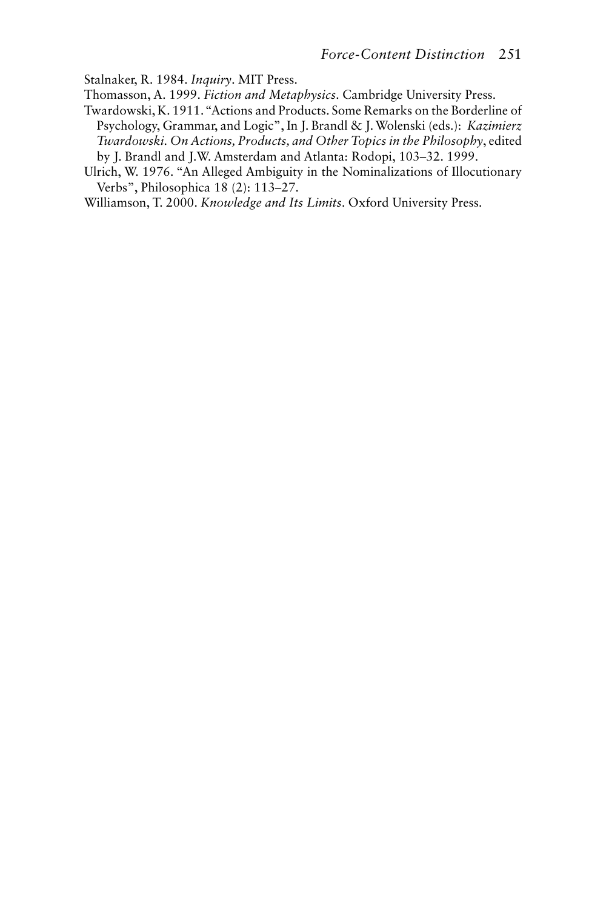Stalnaker, R. 1984. *Inquiry*. MIT Press.

Thomasson, A. 1999. *Fiction and Metaphysics*. Cambridge University Press.

Twardowski, K. 1911. "Actions and Products. Some Remarks on the Borderline of Psychology, Grammar, and Logic", In J. Brandl & J. Wolenski (eds.): *Kazimierz Twardowski. On Actions, Products, and Other Topics in the Philosophy*, edited by J. Brandl and J.W. Amsterdam and Atlanta: Rodopi, 103–32. 1999.

Ulrich, W. 1976. "An Alleged Ambiguity in the Nominalizations of Illocutionary Verbs", Philosophica 18 (2): 113–27.

Williamson, T. 2000. *Knowledge and Its Limits*. Oxford University Press.